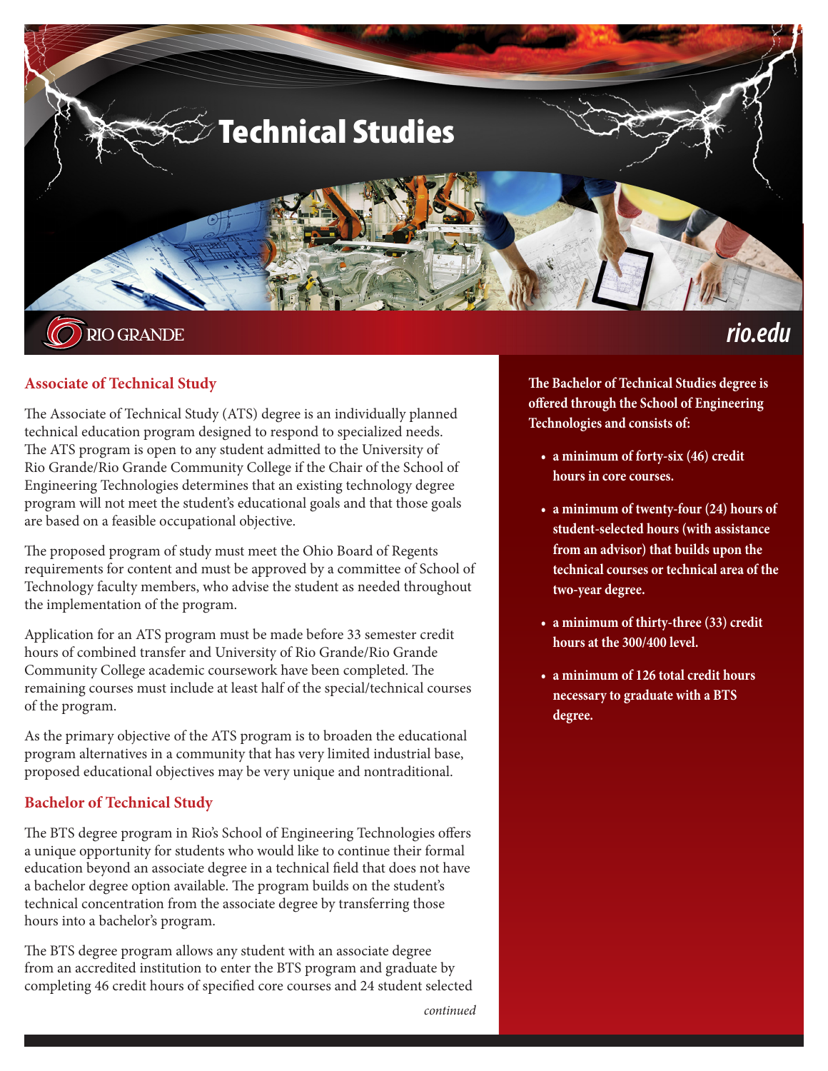# Technical Studies

RIO GRANDE

*rio.edu*

## Associate of Technical Study

The Associate of Technical Study (ATS) degree is an individually planned technical education program designed to respond to specialized needs. The ATS program is open to any student admitted to the University of Rio Grande/Rio Grande Community College if the Chair of the School of Engineering Technologies determines that an existing technology degree program will not meet the student's educational goals and that those goals are based on a feasible occupational objective.

The proposed program of study must meet the Ohio Board of Regents requirements for content and must be approved by a committee of School of Technology faculty members, who advise the student as needed throughout the implementation of the program.

Application for an ATS program must be made before 33 semester credit hours of combined transfer and University of Rio Grande/Rio Grande Community College academic coursework have been completed. The remaining courses must include at least half of the special/technical courses of the program.

As the primary objective of the ATS program is to broaden the educational program alternatives in a community that has very limited industrial base, proposed educational objectives may be very unique and nontraditional.

## Bachelor of Technical Study

The BTS degree program in Rio's School of Engineering Technologies offers a unique opportunity for students who would like to continue their formal education beyond an associate degree in a technical field that does not have a bachelor degree option available. The program builds on the student's technical concentration from the associate degree by transferring those hours into a bachelor's program.

The BTS degree program allows any student with an associate degree from an accredited institution to enter the BTS program and graduate by completing 46 credit hours of specified core courses and 24 student selected

*continued*

**The Bachelor of Technical Studies degree is offered through the School of Engineering Technologies and consists of:**

- **a minimum of forty-six (46) credit hours in core courses.**
- **a minimum of twenty-four (24) hours of student-selected hours (with assistance from an advisor) that builds upon the technical courses or technical area of the two-year degree.**
- **a minimum of thirty-three (33) credit hours at the 300/400 level.**
- **a minimum of 126 total credit hours necessary to graduate with a BTS degree.**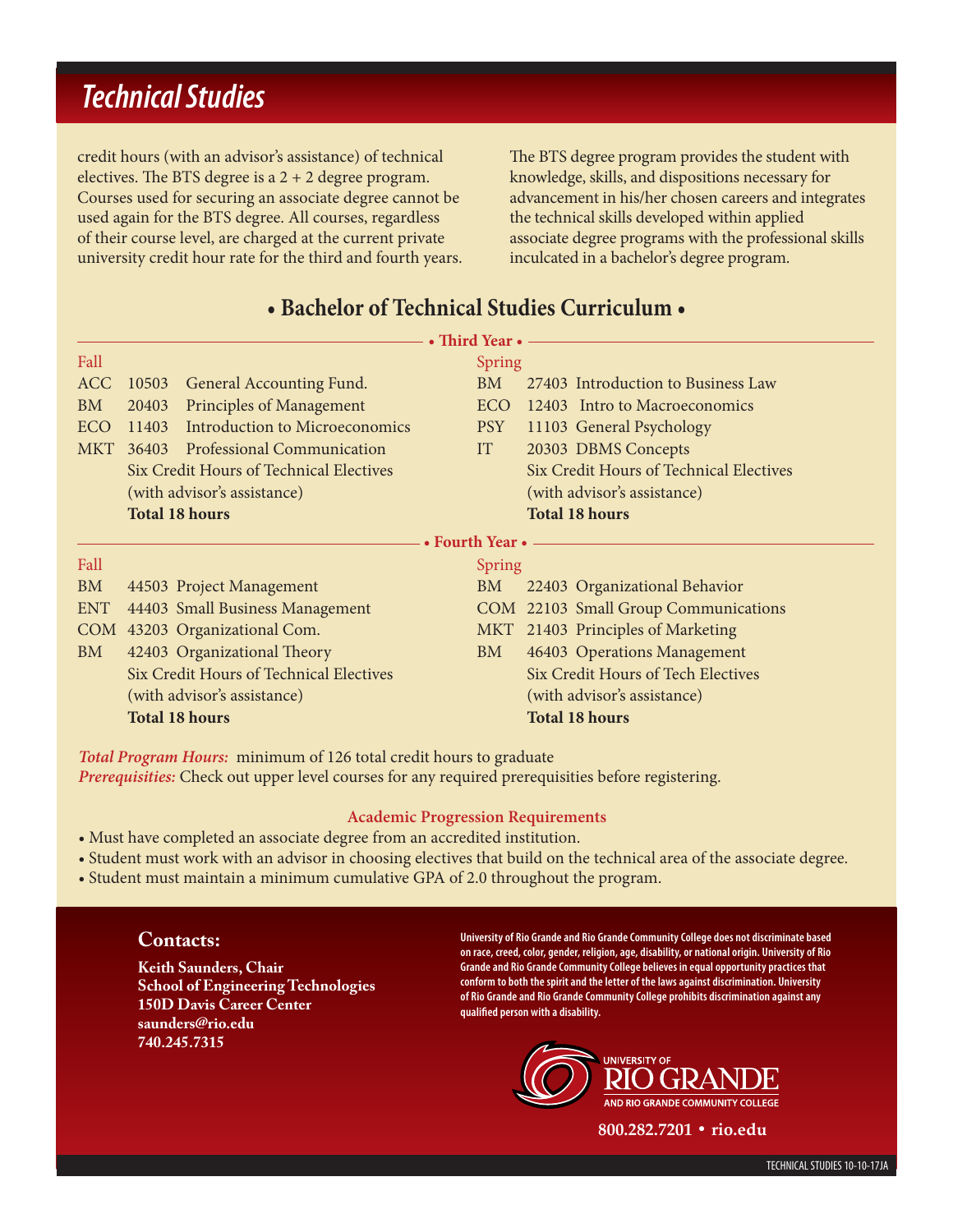# Technical Studies

credit hours (with an advisor's assistance) of technical electives. The BTS degree is a 2 + 2 degree program. Courses used for securing an associate degree cannot be used again for the BTS degree. All courses, regardless of their course level, are charged at the current private university credit hour rate for the third and fourth years.

The BTS degree program provides the student with knowledge, skills, and dispositions necessary for advancement in his/her chosen careers and integrates the technical skills developed within applied associate degree programs with the professional skills inculcated in a bachelor's degree program.

## • Bachelor of Technical Studies Curriculum •

### • Third Year •

**Fall**

- ACC 10503 General Accounting Fund.
- BM 20403 Principles of Management
- ECO 11403 Introduction to Microeconomics
- MKT 36403 Professional Communication
- Six Credit Hours of Technical Electives (with advisor's assistance)

**Total 18 hours**

**Spring**

- BM 27403 Introduction to Business Law
- ECO 12403 Intro to Macroeconomics
- PSY 11103 General Psychology
- IT 20303 DBMS Concepts
- Six Credit Hours of Technical Electives (with advisor's assistance)

**Total 18 hours**

### • Fourth Year •

**Fall**

- BM 44503 Project Management
- ENT 44403 Small Business Management
- COM 43203 Organizational Com.
- BM 42403 Organizational Theory
- Six Credit Hours of Technical Electives (with advisor's assistance)

**Total 18 hours**

**Spring**

- BM 22403 Organizational Behavior
- COM 22103 Small Group Communications
- MKT 21403 Principles of Marketing
- BM 46403 Operations Management
- Six Credit Hours of Tech Electives (with advisor's assistance)

**Total 18 hours**

***Total Program Hours:*** minimum of 126 total credit hours to graduate

***Prerequisities:*** Check out upper level courses for any required prerequisities before registering.

### Academic Progression Requirements

- Must have completed an associate degree from an accredited institution.
- Student must work with an advisor in choosing electives that build on the technical area of the associate degree.
- Student must maintain a minimum cumulative GPA of 2.0 throughout the program.

### Contacts:

**Keith Saunders, Chair**
**School of Engineering Technologies**
**150D Davis Career Center**
**saunders@rio.edu**
**740.245.7315**

**University of Rio Grande and Rio Grande Community College does not discriminate based on race, creed, color, gender, religion, age, disability, or national origin. University of Rio Grande and Rio Grande Community College believes in equal opportunity practices that conform to both the spirit and the letter of the laws against discrimination. University of Rio Grande and Rio Grande Community College prohibits discrimination against any qualified person with a disability.**

UNIVERSITY OF RIO GRANDE AND RIO GRANDE COMMUNITY COLLEGE

**800.282.7201 • rio.edu**

TECHNICAL STUDIES 10-10-17JA